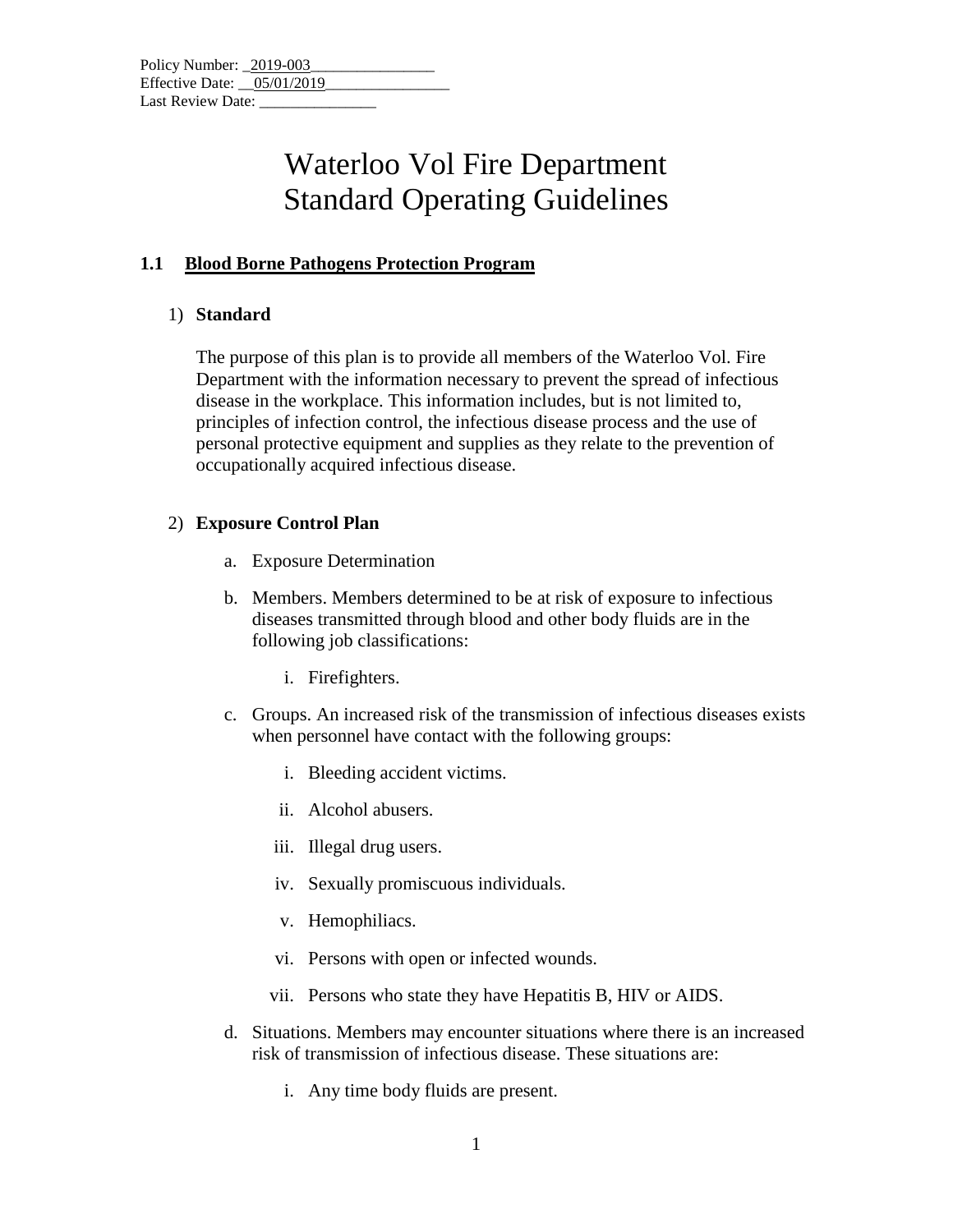Policy Number: 2019-003
Effective Date: 05/01/2019
Last Review Date: _______________

# Waterloo Vol Fire Department
# Standard Operating Guidelines

## 1.1 Blood Borne Pathogens Protection Program

1) **Standard**

   The purpose of this plan is to provide all members of the Waterloo Vol. Fire Department with the information necessary to prevent the spread of infectious disease in the workplace. This information includes, but is not limited to, principles of infection control, the infectious disease process and the use of personal protective equipment and supplies as they relate to the prevention of occupationally acquired infectious disease.

2) **Exposure Control Plan**

   a. Exposure Determination

   b. Members. Members determined to be at risk of exposure to infectious diseases transmitted through blood and other body fluids are in the following job classifications:

      i. Firefighters.

   c. Groups. An increased risk of the transmission of infectious diseases exists when personnel have contact with the following groups:

      i. Bleeding accident victims.

      ii. Alcohol abusers.

      iii. Illegal drug users.

      iv. Sexually promiscuous individuals.

      v. Hemophiliacs.

      vi. Persons with open or infected wounds.

      vii. Persons who state they have Hepatitis B, HIV or AIDS.

   d. Situations. Members may encounter situations where there is an increased risk of transmission of infectious disease. These situations are:

      i. Any time body fluids are present.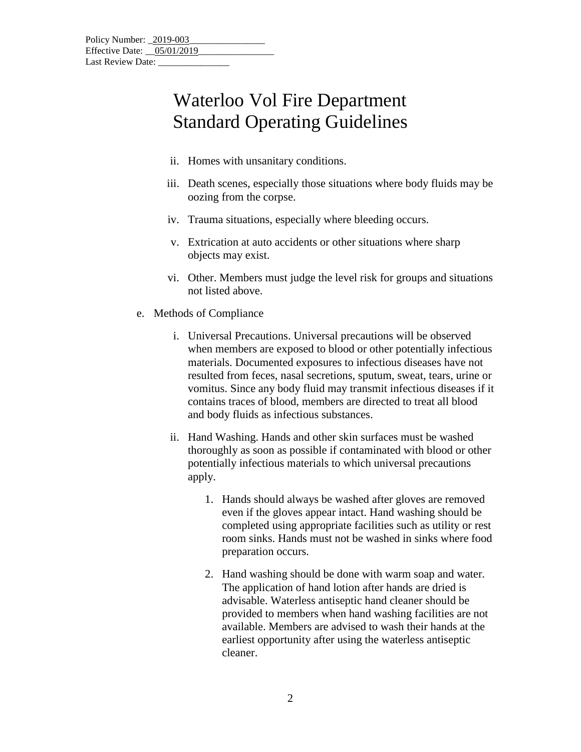Policy Number: 2019-003
Effective Date: 05/01/2019
Last Review Date: _______________

# Waterloo Vol Fire Department Standard Operating Guidelines

ii. Homes with unsanitary conditions.

iii. Death scenes, especially those situations where body fluids may be oozing from the corpse.

iv. Trauma situations, especially where bleeding occurs.

v. Extrication at auto accidents or other situations where sharp objects may exist.

vi. Other. Members must judge the level risk for groups and situations not listed above.

e. Methods of Compliance

i. Universal Precautions. Universal precautions will be observed when members are exposed to blood or other potentially infectious materials. Documented exposures to infectious diseases have not resulted from feces, nasal secretions, sputum, sweat, tears, urine or vomitus. Since any body fluid may transmit infectious diseases if it contains traces of blood, members are directed to treat all blood and body fluids as infectious substances.

ii. Hand Washing. Hands and other skin surfaces must be washed thoroughly as soon as possible if contaminated with blood or other potentially infectious materials to which universal precautions apply.

1. Hands should always be washed after gloves are removed even if the gloves appear intact. Hand washing should be completed using appropriate facilities such as utility or rest room sinks. Hands must not be washed in sinks where food preparation occurs.

2. Hand washing should be done with warm soap and water. The application of hand lotion after hands are dried is advisable. Waterless antiseptic hand cleaner should be provided to members when hand washing facilities are not available. Members are advised to wash their hands at the earliest opportunity after using the waterless antiseptic cleaner.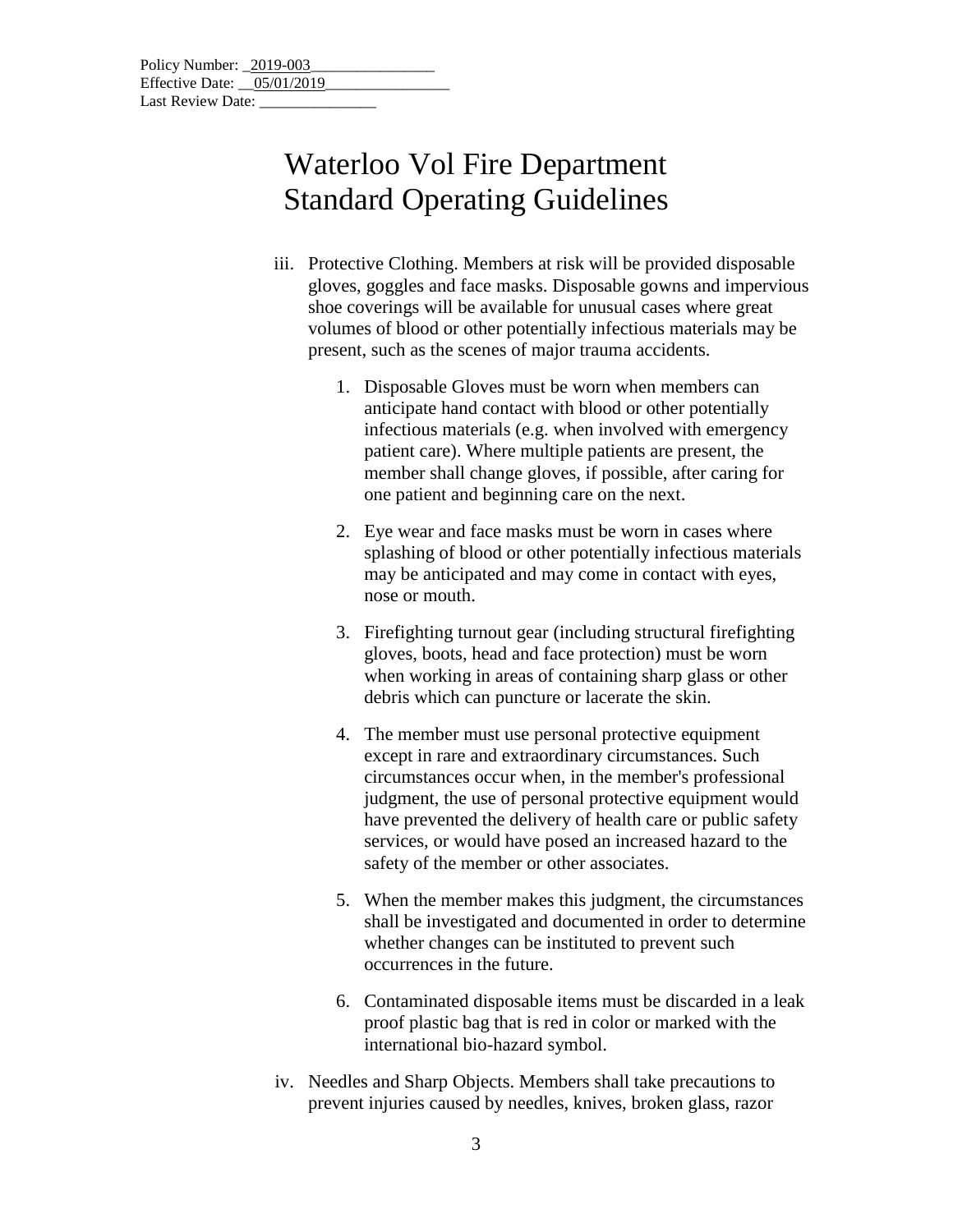Policy Number: 2019-003
Effective Date: 05/01/2019
Last Review Date: _______________

# Waterloo Vol Fire Department
# Standard Operating Guidelines

iii. Protective Clothing. Members at risk will be provided disposable gloves, goggles and face masks. Disposable gowns and impervious shoe coverings will be available for unusual cases where great volumes of blood or other potentially infectious materials may be present, such as the scenes of major trauma accidents.

1. Disposable Gloves must be worn when members can anticipate hand contact with blood or other potentially infectious materials (e.g. when involved with emergency patient care). Where multiple patients are present, the member shall change gloves, if possible, after caring for one patient and beginning care on the next.

2. Eye wear and face masks must be worn in cases where splashing of blood or other potentially infectious materials may be anticipated and may come in contact with eyes, nose or mouth.

3. Firefighting turnout gear (including structural firefighting gloves, boots, head and face protection) must be worn when working in areas of containing sharp glass or other debris which can puncture or lacerate the skin.

4. The member must use personal protective equipment except in rare and extraordinary circumstances. Such circumstances occur when, in the member's professional judgment, the use of personal protective equipment would have prevented the delivery of health care or public safety services, or would have posed an increased hazard to the safety of the member or other associates.

5. When the member makes this judgment, the circumstances shall be investigated and documented in order to determine whether changes can be instituted to prevent such occurrences in the future.

6. Contaminated disposable items must be discarded in a leak proof plastic bag that is red in color or marked with the international bio-hazard symbol.

iv. Needles and Sharp Objects. Members shall take precautions to prevent injuries caused by needles, knives, broken glass, razor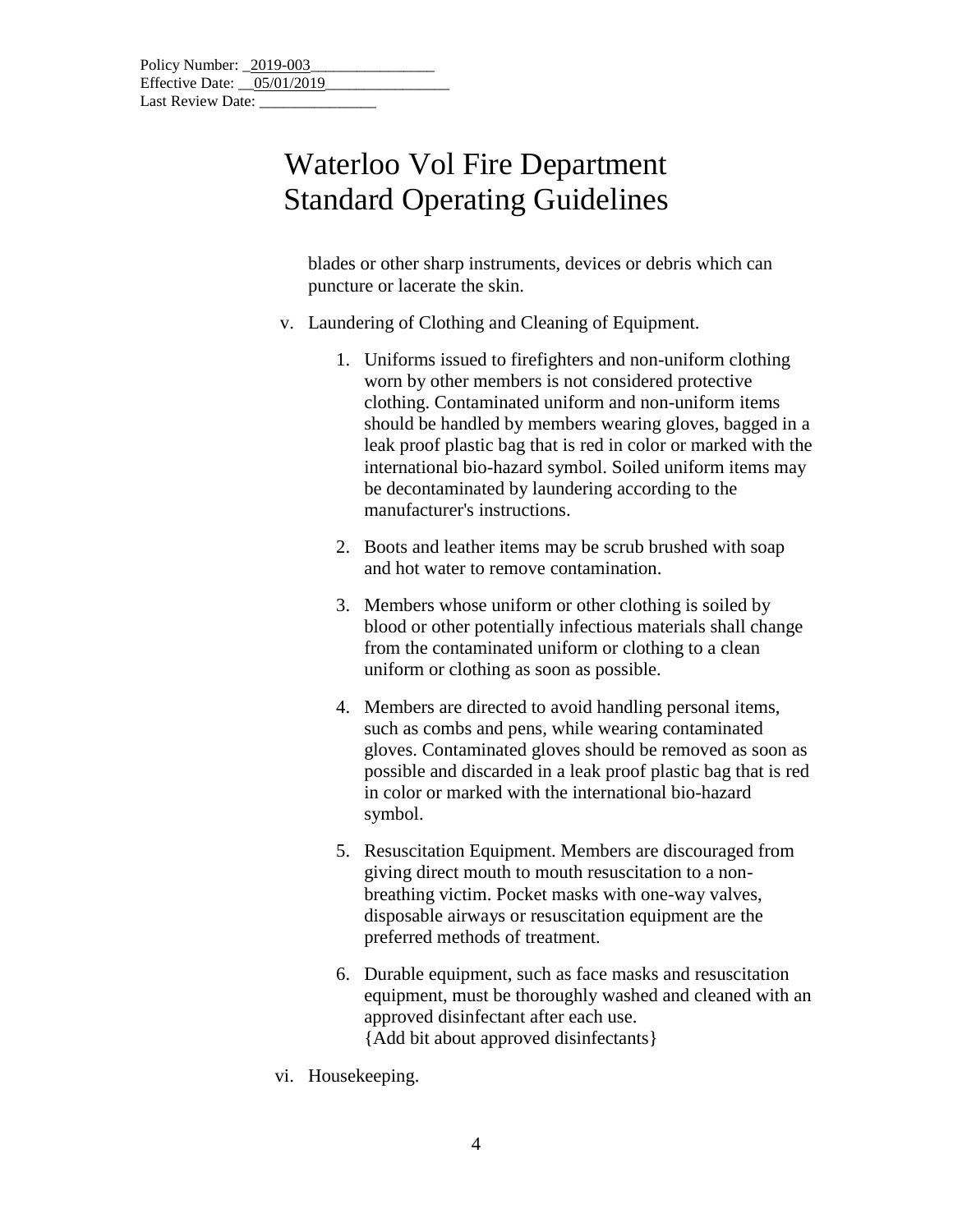Policy Number: 2019-003
Effective Date: 05/01/2019
Last Review Date: _______________

# Waterloo Vol Fire Department Standard Operating Guidelines

blades or other sharp instruments, devices or debris which can puncture or lacerate the skin.

v. Laundering of Clothing and Cleaning of Equipment.

1. Uniforms issued to firefighters and non-uniform clothing worn by other members is not considered protective clothing. Contaminated uniform and non-uniform items should be handled by members wearing gloves, bagged in a leak proof plastic bag that is red in color or marked with the international bio-hazard symbol. Soiled uniform items may be decontaminated by laundering according to the manufacturer's instructions.

2. Boots and leather items may be scrub brushed with soap and hot water to remove contamination.

3. Members whose uniform or other clothing is soiled by blood or other potentially infectious materials shall change from the contaminated uniform or clothing to a clean uniform or clothing as soon as possible.

4. Members are directed to avoid handling personal items, such as combs and pens, while wearing contaminated gloves. Contaminated gloves should be removed as soon as possible and discarded in a leak proof plastic bag that is red in color or marked with the international bio-hazard symbol.

5. Resuscitation Equipment. Members are discouraged from giving direct mouth to mouth resuscitation to a non-breathing victim. Pocket masks with one-way valves, disposable airways or resuscitation equipment are the preferred methods of treatment.

6. Durable equipment, such as face masks and resuscitation equipment, must be thoroughly washed and cleaned with an approved disinfectant after each use.
{Add bit about approved disinfectants}

vi. Housekeeping.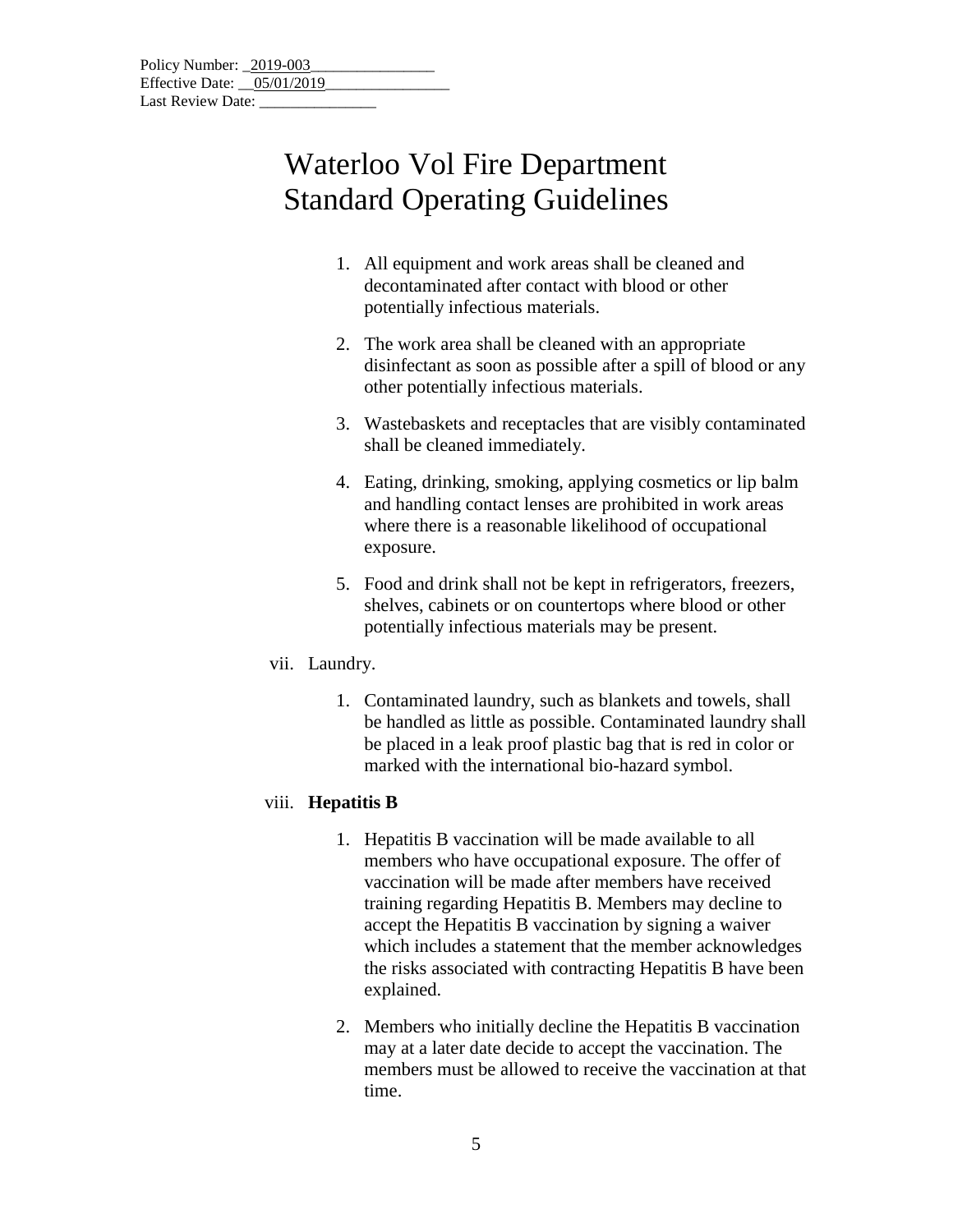Policy Number: 2019-003
Effective Date: 05/01/2019
Last Review Date: ______________

# Waterloo Vol Fire Department
# Standard Operating Guidelines

1. All equipment and work areas shall be cleaned and decontaminated after contact with blood or other potentially infectious materials.

2. The work area shall be cleaned with an appropriate disinfectant as soon as possible after a spill of blood or any other potentially infectious materials.

3. Wastebaskets and receptacles that are visibly contaminated shall be cleaned immediately.

4. Eating, drinking, smoking, applying cosmetics or lip balm and handling contact lenses are prohibited in work areas where there is a reasonable likelihood of occupational exposure.

5. Food and drink shall not be kept in refrigerators, freezers, shelves, cabinets or on countertops where blood or other potentially infectious materials may be present.

vii. Laundry.

1. Contaminated laundry, such as blankets and towels, shall be handled as little as possible. Contaminated laundry shall be placed in a leak proof plastic bag that is red in color or marked with the international bio-hazard symbol.

viii. **Hepatitis B**

1. Hepatitis B vaccination will be made available to all members who have occupational exposure. The offer of vaccination will be made after members have received training regarding Hepatitis B. Members may decline to accept the Hepatitis B vaccination by signing a waiver which includes a statement that the member acknowledges the risks associated with contracting Hepatitis B have been explained.

2. Members who initially decline the Hepatitis B vaccination may at a later date decide to accept the vaccination. The members must be allowed to receive the vaccination at that time.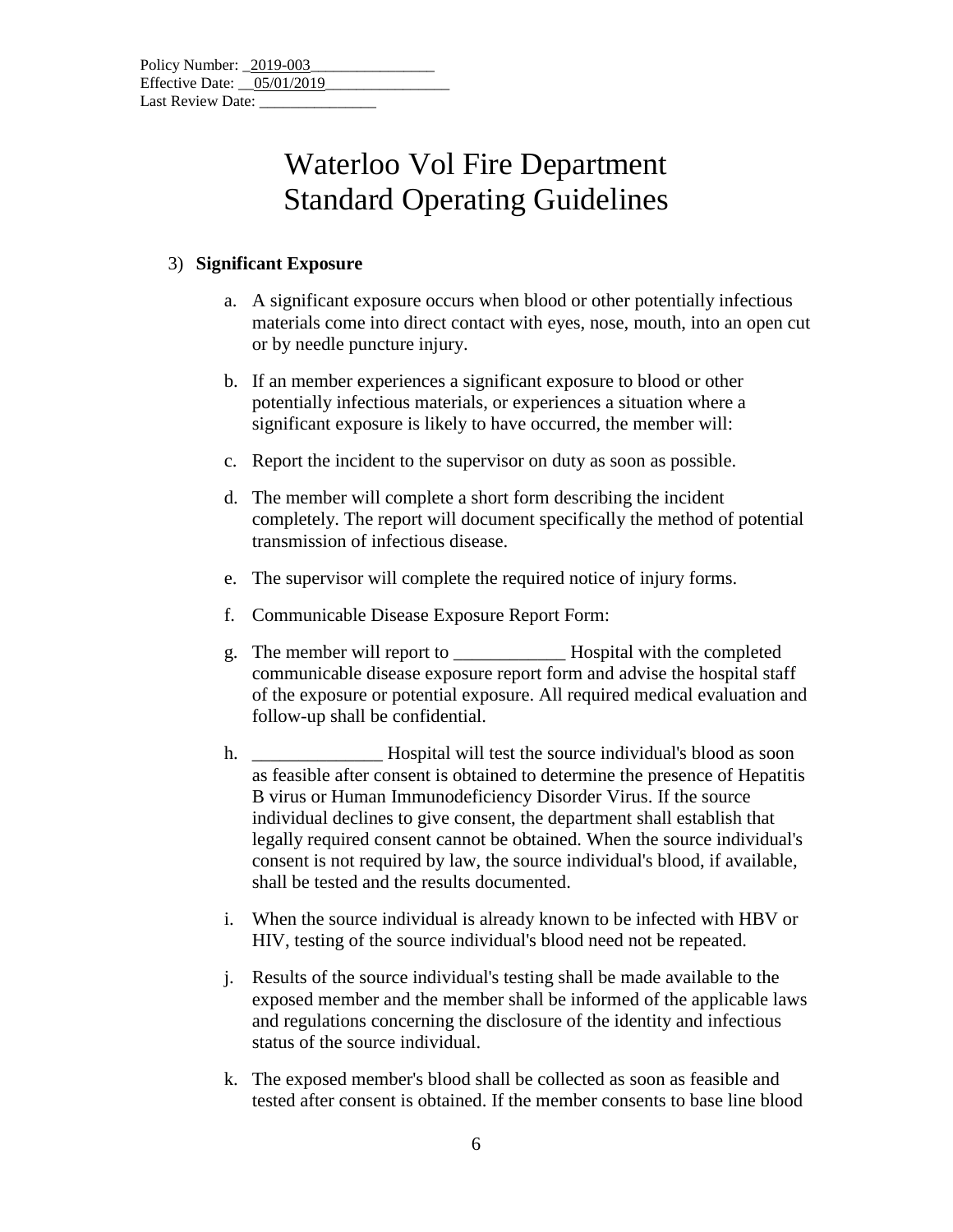Policy Number: _2019-003________________
Effective Date: __05/01/2019________________
Last Review Date: _______________

# Waterloo Vol Fire Department
# Standard Operating Guidelines

3) **Significant Exposure**

   a. A significant exposure occurs when blood or other potentially infectious materials come into direct contact with eyes, nose, mouth, into an open cut or by needle puncture injury.

   b. If an member experiences a significant exposure to blood or other potentially infectious materials, or experiences a situation where a significant exposure is likely to have occurred, the member will:

   c. Report the incident to the supervisor on duty as soon as possible.

   d. The member will complete a short form describing the incident completely. The report will document specifically the method of potential transmission of infectious disease.

   e. The supervisor will complete the required notice of injury forms.

   f. Communicable Disease Exposure Report Form:

   g. The member will report to ____________ Hospital with the completed communicable disease exposure report form and advise the hospital staff of the exposure or potential exposure. All required medical evaluation and follow-up shall be confidential.

   h. ______________ Hospital will test the source individual's blood as soon as feasible after consent is obtained to determine the presence of Hepatitis B virus or Human Immunodeficiency Disorder Virus. If the source individual declines to give consent, the department shall establish that legally required consent cannot be obtained. When the source individual's consent is not required by law, the source individual's blood, if available, shall be tested and the results documented.

   i. When the source individual is already known to be infected with HBV or HIV, testing of the source individual's blood need not be repeated.

   j. Results of the source individual's testing shall be made available to the exposed member and the member shall be informed of the applicable laws and regulations concerning the disclosure of the identity and infectious status of the source individual.

   k. The exposed member's blood shall be collected as soon as feasible and tested after consent is obtained. If the member consents to base line blood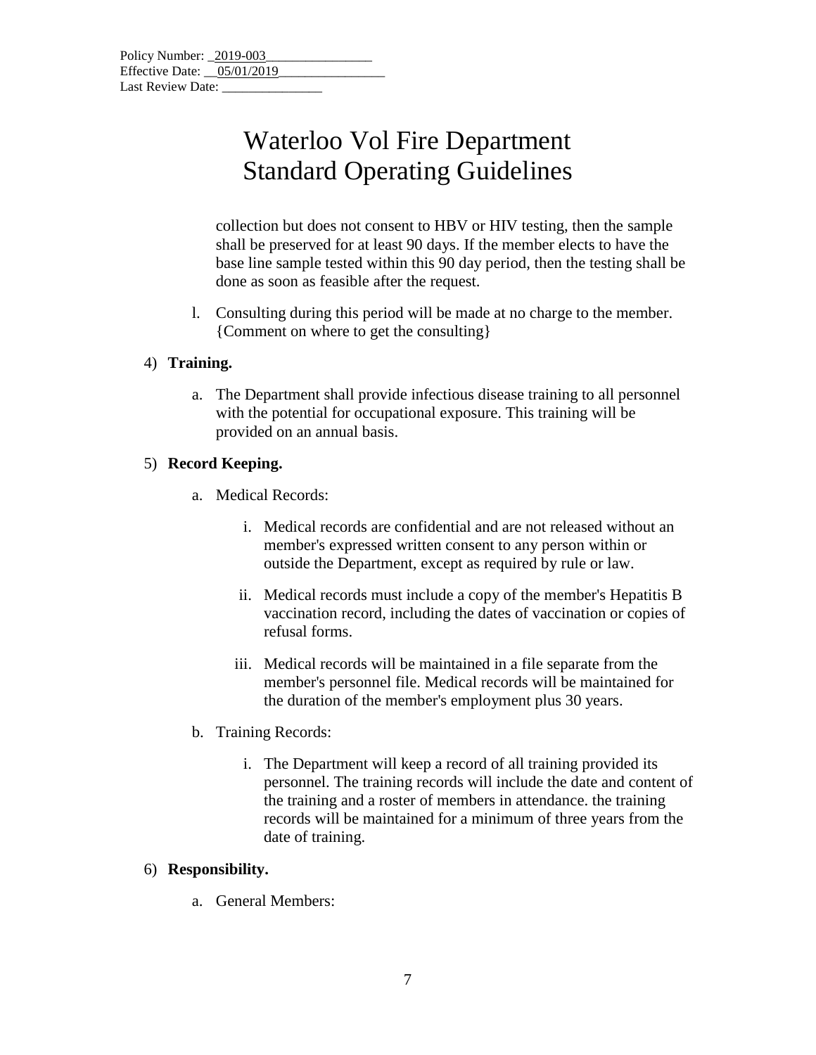collection but does not consent to HBV or HIV testing, then the sample shall be preserved for at least 90 days. If the member elects to have the base line sample tested within this 90 day period, then the testing shall be done as soon as feasible after the request.

l. Consulting during this period will be made at no charge to the member. {Comment on where to get the consulting}

4) **Training.**

   a. The Department shall provide infectious disease training to all personnel with the potential for occupational exposure. This training will be provided on an annual basis.

5) **Record Keeping.**

   a. Medical Records:

      i. Medical records are confidential and are not released without an member's expressed written consent to any person within or outside the Department, except as required by rule or law.

      ii. Medical records must include a copy of the member's Hepatitis B vaccination record, including the dates of vaccination or copies of refusal forms.

      iii. Medical records will be maintained in a file separate from the member's personnel file. Medical records will be maintained for the duration of the member's employment plus 30 years.

   b. Training Records:

      i. The Department will keep a record of all training provided its personnel. The training records will include the date and content of the training and a roster of members in attendance. the training records will be maintained for a minimum of three years from the date of training.

6) **Responsibility.**

   a. General Members: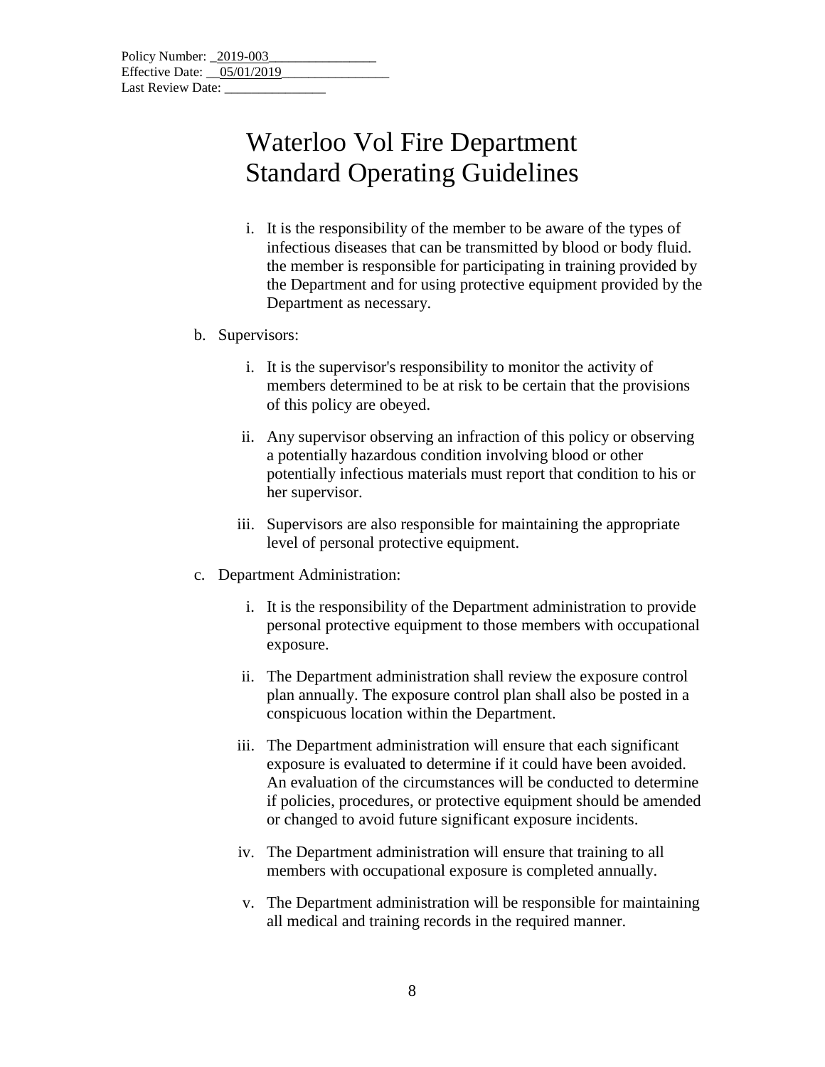Policy Number: 2019-003
Effective Date: 05/01/2019
Last Review Date: _______________

# Waterloo Vol Fire Department Standard Operating Guidelines

   i. It is the responsibility of the member to be aware of the types of infectious diseases that can be transmitted by blood or body fluid. the member is responsible for participating in training provided by the Department and for using protective equipment provided by the Department as necessary.

b. Supervisors:

   i. It is the supervisor's responsibility to monitor the activity of members determined to be at risk to be certain that the provisions of this policy are obeyed.

   ii. Any supervisor observing an infraction of this policy or observing a potentially hazardous condition involving blood or other potentially infectious materials must report that condition to his or her supervisor.

   iii. Supervisors are also responsible for maintaining the appropriate level of personal protective equipment.

c. Department Administration:

   i. It is the responsibility of the Department administration to provide personal protective equipment to those members with occupational exposure.

   ii. The Department administration shall review the exposure control plan annually. The exposure control plan shall also be posted in a conspicuous location within the Department.

   iii. The Department administration will ensure that each significant exposure is evaluated to determine if it could have been avoided. An evaluation of the circumstances will be conducted to determine if policies, procedures, or protective equipment should be amended or changed to avoid future significant exposure incidents.

   iv. The Department administration will ensure that training to all members with occupational exposure is completed annually.

   v. The Department administration will be responsible for maintaining all medical and training records in the required manner.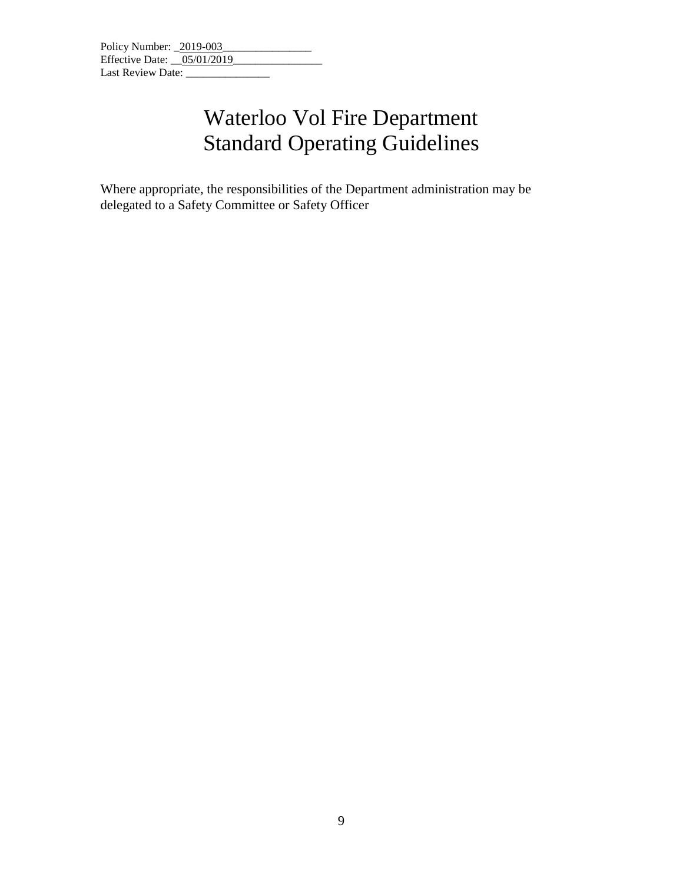Policy Number: _2019-003________________
Effective Date: __05/01/2019________________
Last Review Date: _______________

# Waterloo Vol Fire Department
# Standard Operating Guidelines

Where appropriate, the responsibilities of the Department administration may be delegated to a Safety Committee or Safety Officer